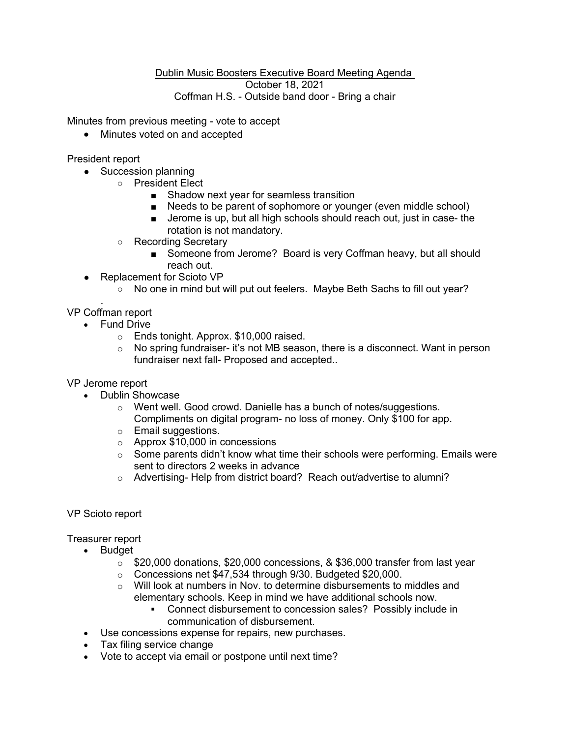Dublin Music Boosters Executive Board Meeting Agenda
October 18, 2021
Coffman H.S. - Outside band door - Bring a chair

Minutes from previous meeting - vote to accept

- Minutes voted on and accepted

President report

- Succession planning
    - President Elect
        - Shadow next year for seamless transition
        - Needs to be parent of sophomore or younger (even middle school)
        - Jerome is up, but all high schools should reach out, just in case- the rotation is not mandatory.
    - Recording Secretary
        - Someone from Jerome? Board is very Coffman heavy, but all should reach out.
- Replacement for Scioto VP
    - No one in mind but will put out feelers. Maybe Beth Sachs to fill out year?

.

VP Coffman report

- Fund Drive
    - Ends tonight. Approx. $10,000 raised.
    - No spring fundraiser- it's not MB season, there is a disconnect. Want in person fundraiser next fall- Proposed and accepted..

VP Jerome report

- Dublin Showcase
    - Went well. Good crowd. Danielle has a bunch of notes/suggestions. Compliments on digital program- no loss of money. Only $100 for app.
    - Email suggestions.
    - Approx $10,000 in concessions
    - Some parents didn't know what time their schools were performing. Emails were sent to directors 2 weeks in advance
    - Advertising- Help from district board? Reach out/advertise to alumni?

VP Scioto report

Treasurer report

- Budget
    - $20,000 donations, $20,000 concessions, & $36,000 transfer from last year
    - Concessions net $47,534 through 9/30. Budgeted $20,000.
    - Will look at numbers in Nov. to determine disbursements to middles and elementary schools. Keep in mind we have additional schools now.
        - Connect disbursement to concession sales? Possibly include in communication of disbursement.
- Use concessions expense for repairs, new purchases.
- Tax filing service change
- Vote to accept via email or postpone until next time?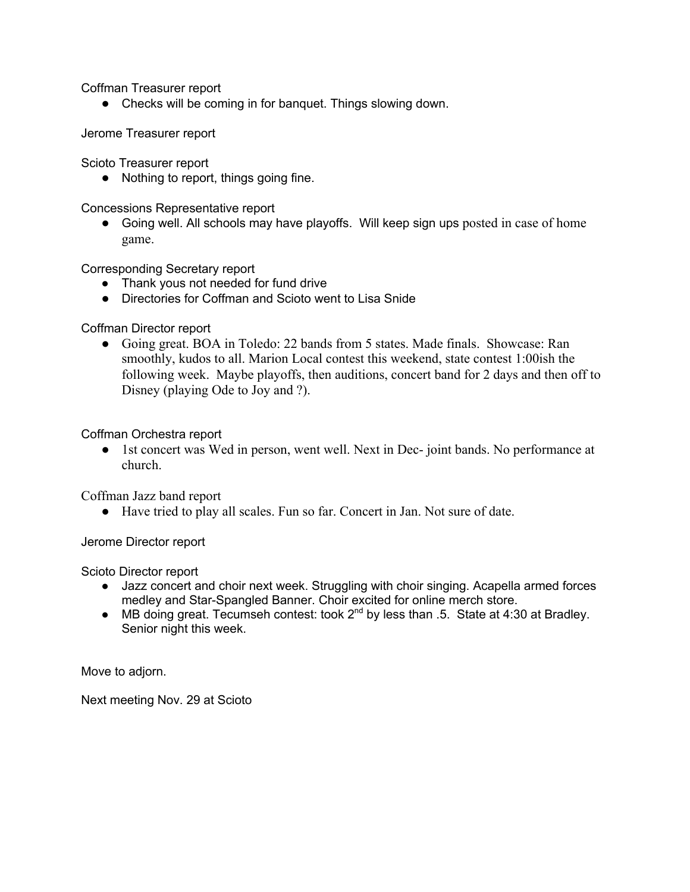Coffman Treasurer report

- Checks will be coming in for banquet. Things slowing down.

Jerome Treasurer report

Scioto Treasurer report

- Nothing to report, things going fine.

Concessions Representative report

- Going well. All schools may have playoffs. Will keep sign ups posted in case of home game.

Corresponding Secretary report

- Thank yous not needed for fund drive
- Directories for Coffman and Scioto went to Lisa Snide

Coffman Director report

- Going great. BOA in Toledo: 22 bands from 5 states. Made finals. Showcase: Ran smoothly, kudos to all. Marion Local contest this weekend, state contest 1:00ish the following week. Maybe playoffs, then auditions, concert band for 2 days and then off to Disney (playing Ode to Joy and ?).

Coffman Orchestra report

- 1st concert was Wed in person, went well. Next in Dec- joint bands. No performance at church.

Coffman Jazz band report

- Have tried to play all scales. Fun so far. Concert in Jan. Not sure of date.

Jerome Director report

Scioto Director report

- Jazz concert and choir next week. Struggling with choir singing. Acapella armed forces medley and Star-Spangled Banner. Choir excited for online merch store.
- MB doing great. Tecumseh contest: took 2nd by less than .5. State at 4:30 at Bradley. Senior night this week.

Move to adjorn.

Next meeting Nov. 29 at Scioto